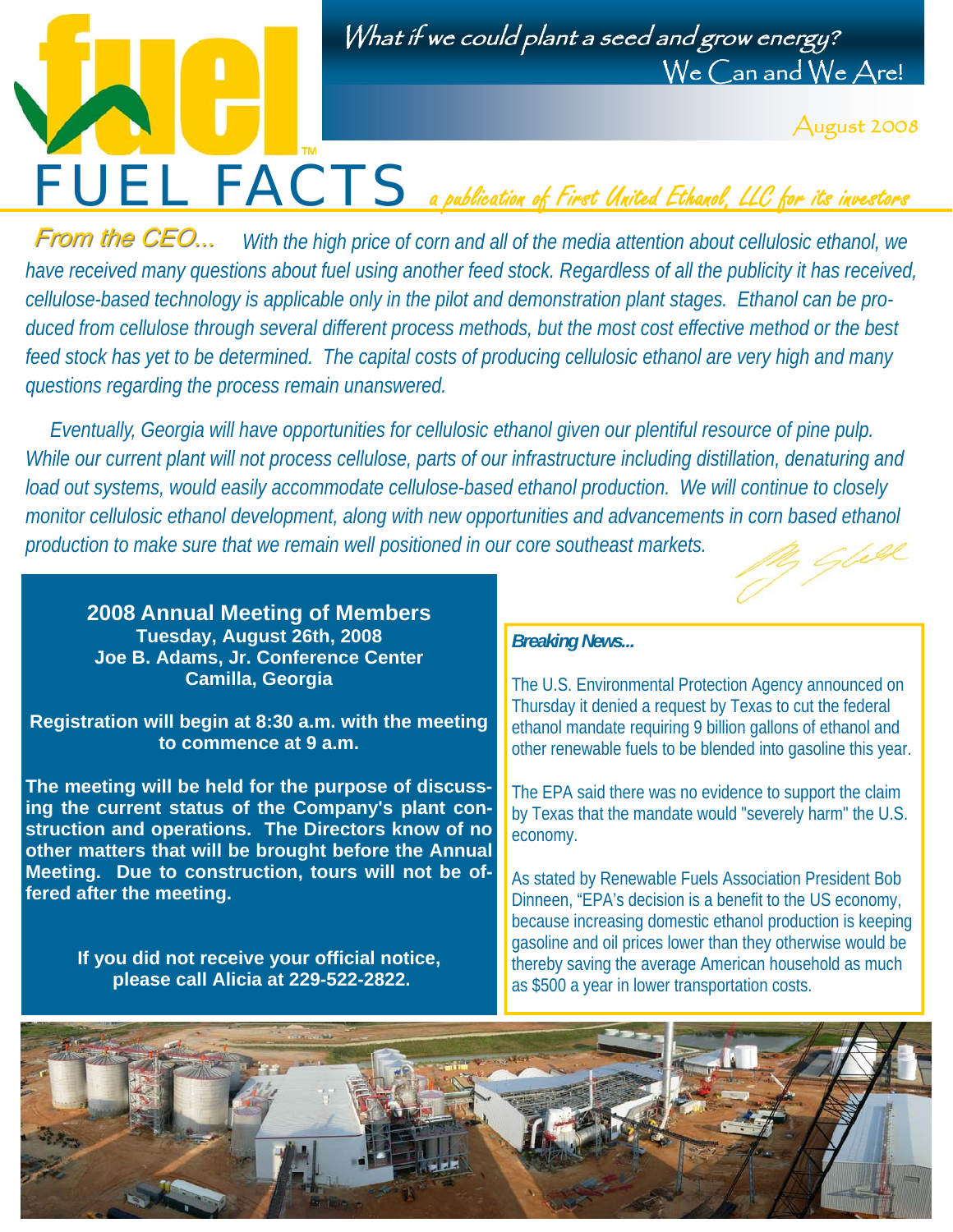# FUEL FACTS

*What if we could plant a seed and grow energy?*
We Can and We Are!

August 2008

*a publication of First United Ethanol, LLC for its investors*

***From the CEO...*** *With the high price of corn and all of the media attention about cellulosic ethanol, we have received many questions about fuel using another feed stock. Regardless of all the publicity it has received, cellulose-based technology is applicable only in the pilot and demonstration plant stages. Ethanol can be produced from cellulose through several different process methods, but the most cost effective method or the best feed stock has yet to be determined. The capital costs of producing cellulosic ethanol are very high and many questions regarding the process remain unanswered.*

*Eventually, Georgia will have opportunities for cellulosic ethanol given our plentiful resource of pine pulp. While our current plant will not process cellulose, parts of our infrastructure including distillation, denaturing and load out systems, would easily accommodate cellulose-based ethanol production. We will continue to closely monitor cellulosic ethanol development, along with new opportunities and advancements in corn based ethanol production to make sure that we remain well positioned in our core southeast markets.*

## 2008 Annual Meeting of Members

**Tuesday, August 26th, 2008**
**Joe B. Adams, Jr. Conference Center**
**Camilla, Georgia**

**Registration will begin at 8:30 a.m. with the meeting to commence at 9 a.m.**

**The meeting will be held for the purpose of discussing the current status of the Company's plant construction and operations. The Directors know of no other matters that will be brought before the Annual Meeting. Due to construction, tours will not be offered after the meeting.**

**If you did not receive your official notice, please call Alicia at 229-522-2822.**

***Breaking News...***

The U.S. Environmental Protection Agency announced on Thursday it denied a request by Texas to cut the federal ethanol mandate requiring 9 billion gallons of ethanol and other renewable fuels to be blended into gasoline this year.

The EPA said there was no evidence to support the claim by Texas that the mandate would "severely harm" the U.S. economy.

As stated by Renewable Fuels Association President Bob Dinneen, "EPA's decision is a benefit to the US economy, because increasing domestic ethanol production is keeping gasoline and oil prices lower than they otherwise would be thereby saving the average American household as much as $500 a year in lower transportation costs.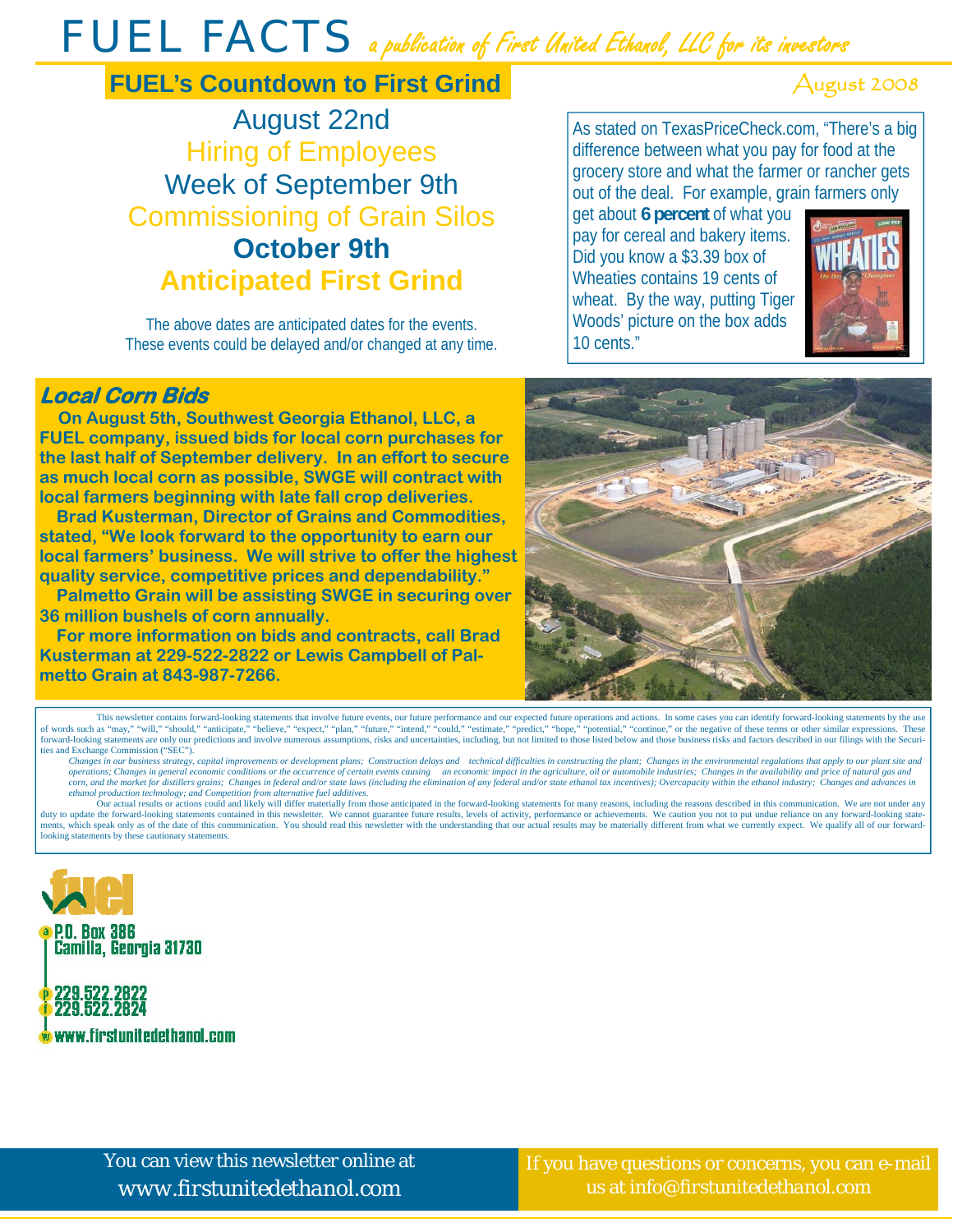# FUEL FACTS *a publication of First United Ethanol, LLC for its investors*

## FUEL's Countdown to First Grind

August 2008

August 22nd
Hiring of Employees

Week of September 9th
Commissioning of Grain Silos

**October 9th**
**Anticipated First Grind**

The above dates are anticipated dates for the events.
These events could be delayed and/or changed at any time.

As stated on TexasPriceCheck.com, "There's a big difference between what you pay for food at the grocery store and what the farmer or rancher gets out of the deal. For example, grain farmers only get about **6 percent** of what you pay for cereal and bakery items. Did you know a $3.39 box of Wheaties contains 19 cents of wheat. By the way, putting Tiger Woods' picture on the box adds 10 cents."

## *Local Corn Bids*

**On August 5th, Southwest Georgia Ethanol, LLC, a FUEL company, issued bids for local corn purchases for the last half of September delivery. In an effort to secure as much local corn as possible, SWGE will contract with local farmers beginning with late fall crop deliveries.**

**Brad Kusterman, Director of Grains and Commodities, stated, "We look forward to the opportunity to earn our local farmers' business. We will strive to offer the highest quality service, competitive prices and dependability."**

**Palmetto Grain will be assisting SWGE in securing over 36 million bushels of corn annually.**

**For more information on bids and contracts, call Brad Kusterman at 229-522-2822 or Lewis Campbell of Palmetto Grain at 843-987-7266.**

This newsletter contains forward-looking statements that involve future events, our future performance and our expected future operations and actions. In some cases you can identify forward-looking statements by the use of words such as "may," "will," "should," "anticipate," "believe," "expect," "plan," "future," "intend," "could," "estimate," "predict," "hope," "potential," "continue," or the negative of these terms or other similar expressions. These forward-looking statements are only our predictions and involve numerous assumptions, risks and uncertainties, including, but not limited to those listed below and those business risks and factors described in our filings with the Securities and Exchange Commission ("SEC").

*Changes in our business strategy, capital improvements or development plans; Construction delays and technical difficulties in constructing the plant; Changes in the environmental regulations that apply to our plant site and operations; Changes in general economic conditions or the occurrence of certain events causing an economic impact in the agriculture, oil or automobile industries; Changes in the availability and price of natural gas and corn, and the market for distillers grains; Changes in federal and/or state laws (including the elimination of any federal and/or state ethanol tax incentives); Overcapacity within the ethanol industry; Changes and advances in ethanol production technology; and Competition from alternative fuel additives.*

Our actual results or actions could and likely will differ materially from those anticipated in the forward-looking statements for many reasons, including the reasons described in this communication. We are not under any duty to update the forward-looking statements contained in this newsletter. We cannot guarantee future results, levels of activity, performance or achievements. We caution you not to put undue reliance on any forward-looking statements, which speak only as of the date of this communication. You should read this newsletter with the understanding that our actual results may be materially different from what we currently expect. We qualify all of our forward-looking statements by these cautionary statements.

fuel

a P.O. Box 386
Camilla, Georgia 31730

p 229.522.2822
f 229.522.2824

w www.firstunitedethanol.com

You can view this newsletter online at www.firstunitedethanol.com

If you have questions or concerns, you can e-mail us at info@firstunitedethanol.com